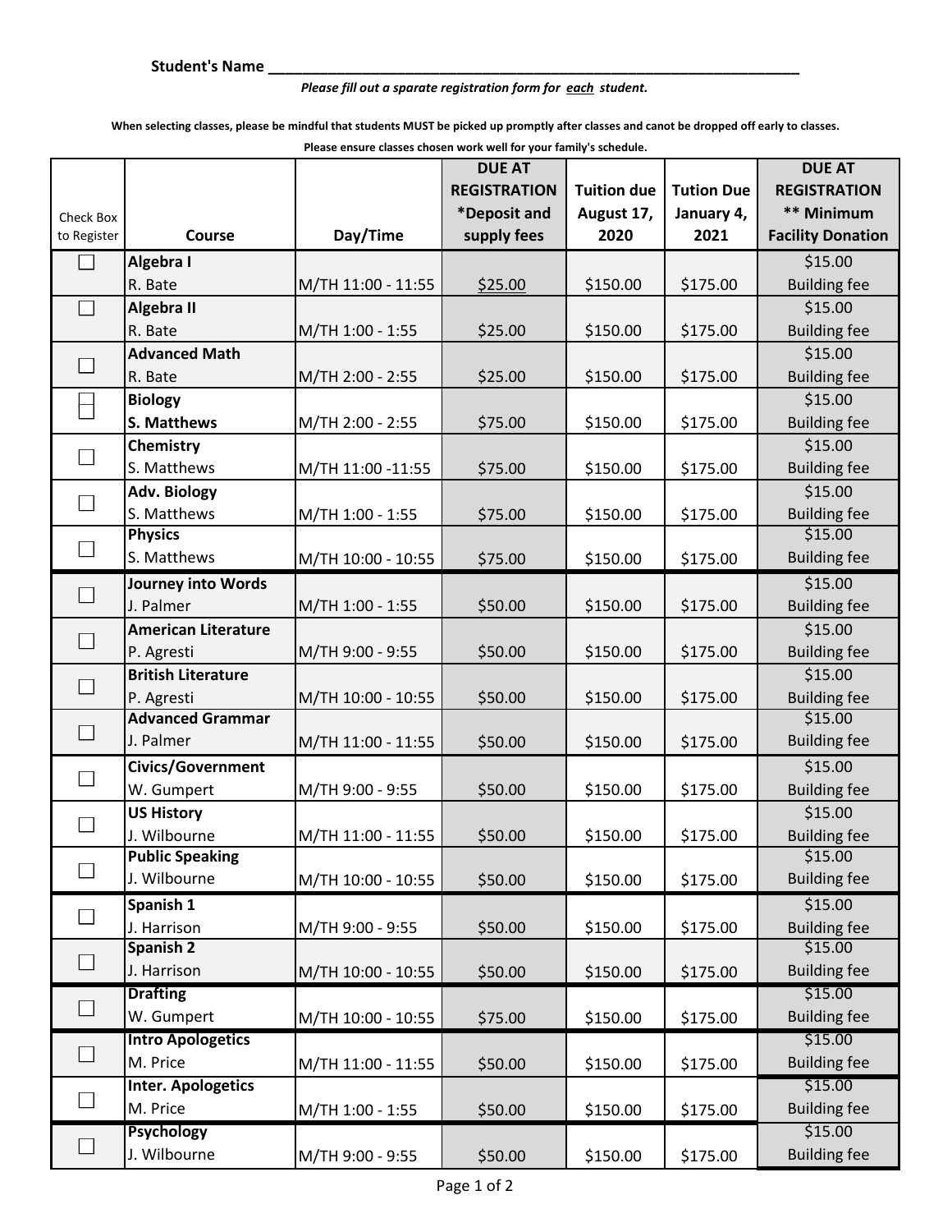**Student's Name ___________________________________________________________**

*Please fill out a sparate registration form for each student.*

**When selecting classes, please be mindful that students MUST be picked up promptly after classes and canot be dropped off early to classes.**

**Please ensure classes chosen work well for your family's schedule.**

| Check Box to Register | Course | Day/Time | DUE AT REGISTRATION *Deposit and supply fees | Tuition due August 17, 2020 | Tution Due January 4, 2021 | DUE AT REGISTRATION ** Minimum Facility Donation |
|---|---|---|---|---|---|---|
| ☐ | **Algebra I** R. Bate | M/TH 11:00 - 11:55 | $25.00 | $150.00 | $175.00 | $15.00 Building fee |
| ☐ | **Algebra II** R. Bate | M/TH 1:00 - 1:55 | $25.00 | $150.00 | $175.00 | $15.00 Building fee |
| ☐ | **Advanced Math** R. Bate | M/TH 2:00 - 2:55 | $25.00 | $150.00 | $175.00 | $15.00 Building fee |
| ☐ | **Biology** **S. Matthews** | M/TH 2:00 - 2:55 | $75.00 | $150.00 | $175.00 | $15.00 Building fee |
| ☐ | **Chemistry** S. Matthews | M/TH 11:00 -11:55 | $75.00 | $150.00 | $175.00 | $15.00 Building fee |
| ☐ | **Adv. Biology** S. Matthews | M/TH 1:00 - 1:55 | $75.00 | $150.00 | $175.00 | $15.00 Building fee |
| ☐ | **Physics** S. Matthews | M/TH 10:00 - 10:55 | $75.00 | $150.00 | $175.00 | $15.00 Building fee |
| ☐ | **Journey into Words** J. Palmer | M/TH 1:00 - 1:55 | $50.00 | $150.00 | $175.00 | $15.00 Building fee |
| ☐ | **American Literature** P. Agresti | M/TH 9:00 - 9:55 | $50.00 | $150.00 | $175.00 | $15.00 Building fee |
| ☐ | **British Literature** P. Agresti | M/TH 10:00 - 10:55 | $50.00 | $150.00 | $175.00 | $15.00 Building fee |
| ☐ | **Advanced Grammar** J. Palmer | M/TH 11:00 - 11:55 | $50.00 | $150.00 | $175.00 | $15.00 Building fee |
| ☐ | **Civics/Government** W. Gumpert | M/TH 9:00 - 9:55 | $50.00 | $150.00 | $175.00 | $15.00 Building fee |
| ☐ | **US History** J. Wilbourne | M/TH 11:00 - 11:55 | $50.00 | $150.00 | $175.00 | $15.00 Building fee |
| ☐ | **Public Speaking** J. Wilbourne | M/TH 10:00 - 10:55 | $50.00 | $150.00 | $175.00 | $15.00 Building fee |
| ☐ | **Spanish 1** J. Harrison | M/TH 9:00 - 9:55 | $50.00 | $150.00 | $175.00 | $15.00 Building fee |
| ☐ | **Spanish 2** J. Harrison | M/TH 10:00 - 10:55 | $50.00 | $150.00 | $175.00 | $15.00 Building fee |
| ☐ | **Drafting** W. Gumpert | M/TH 10:00 - 10:55 | $75.00 | $150.00 | $175.00 | $15.00 Building fee |
| ☐ | **Intro Apologetics** M. Price | M/TH 11:00 - 11:55 | $50.00 | $150.00 | $175.00 | $15.00 Building fee |
| ☐ | **Inter. Apologetics** M. Price | M/TH 1:00 - 1:55 | $50.00 | $150.00 | $175.00 | $15.00 Building fee |
| ☐ | **Psychology** J. Wilbourne | M/TH 9:00 - 9:55 | $50.00 | $150.00 | $175.00 | $15.00 Building fee |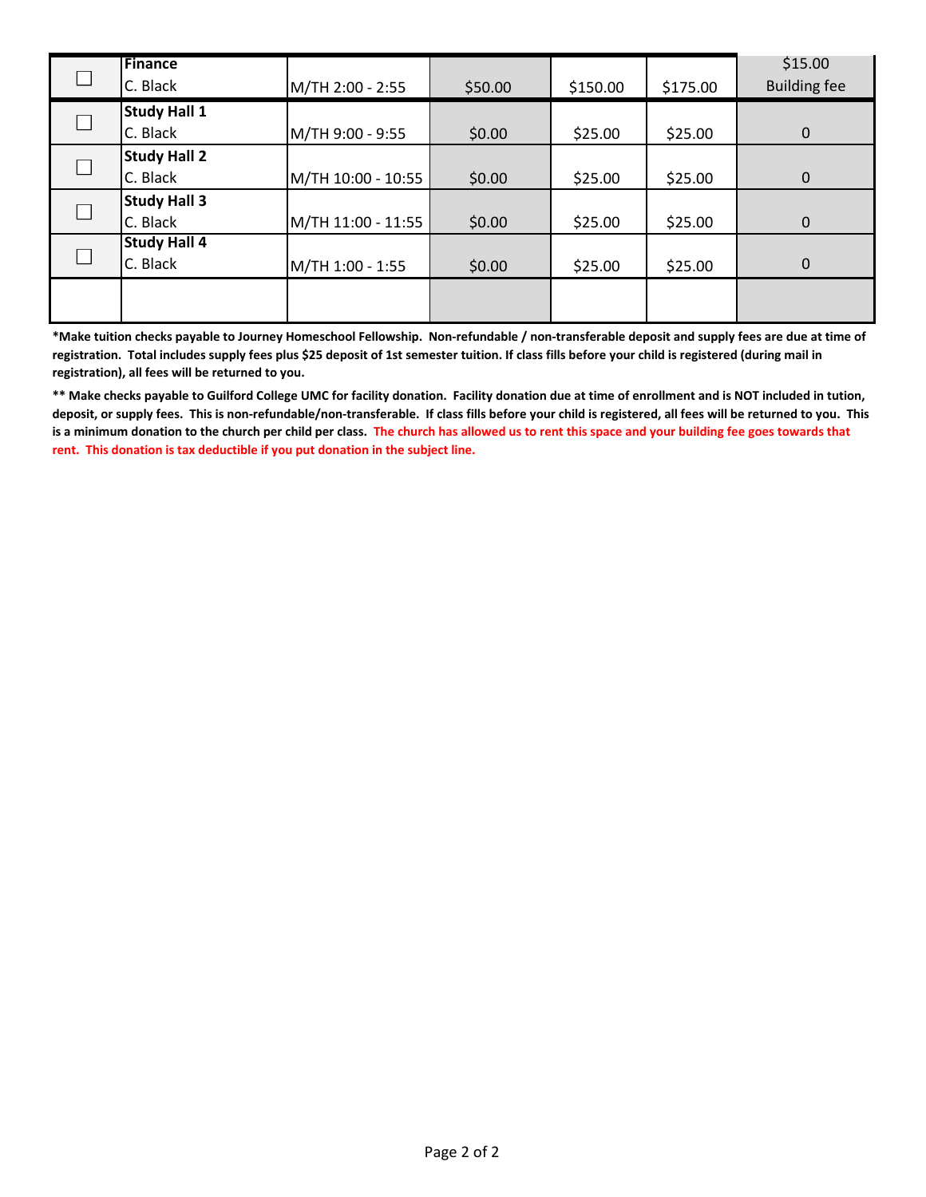| | | | | | | |
|---|---|---|---|---|---|---|
| ☐ | **Finance**<br>C. Black | M/TH 2:00 - 2:55 | $50.00 | $150.00 | $175.00 | $15.00<br>Building fee |
| ☐ | **Study Hall 1**<br>C. Black | M/TH 9:00 - 9:55 | $0.00 | $25.00 | $25.00 | 0 |
| ☐ | **Study Hall 2**<br>C. Black | M/TH 10:00 - 10:55 | $0.00 | $25.00 | $25.00 | 0 |
| ☐ | **Study Hall 3**<br>C. Black | M/TH 11:00 - 11:55 | $0.00 | $25.00 | $25.00 | 0 |
| ☐ | **Study Hall 4**<br>C. Black | M/TH 1:00 - 1:55 | $0.00 | $25.00 | $25.00 | 0 |
| | | | | | | |

**\*Make tuition checks payable to Journey Homeschool Fellowship. Non-refundable / non-transferable deposit and supply fees are due at time of registration. Total includes supply fees plus $25 deposit of 1st semester tuition. If class fills before your child is registered (during mail in registration), all fees will be returned to you.**

**\*\* Make checks payable to Guilford College UMC for facility donation. Facility donation due at time of enrollment and is NOT included in tution, deposit, or supply fees. This is non-refundable/non-transferable. If class fills before your child is registered, all fees will be returned to you. This is a minimum donation to the church per child per class. The church has allowed us to rent this space and your building fee goes towards that rent. This donation is tax deductible if you put donation in the subject line.**